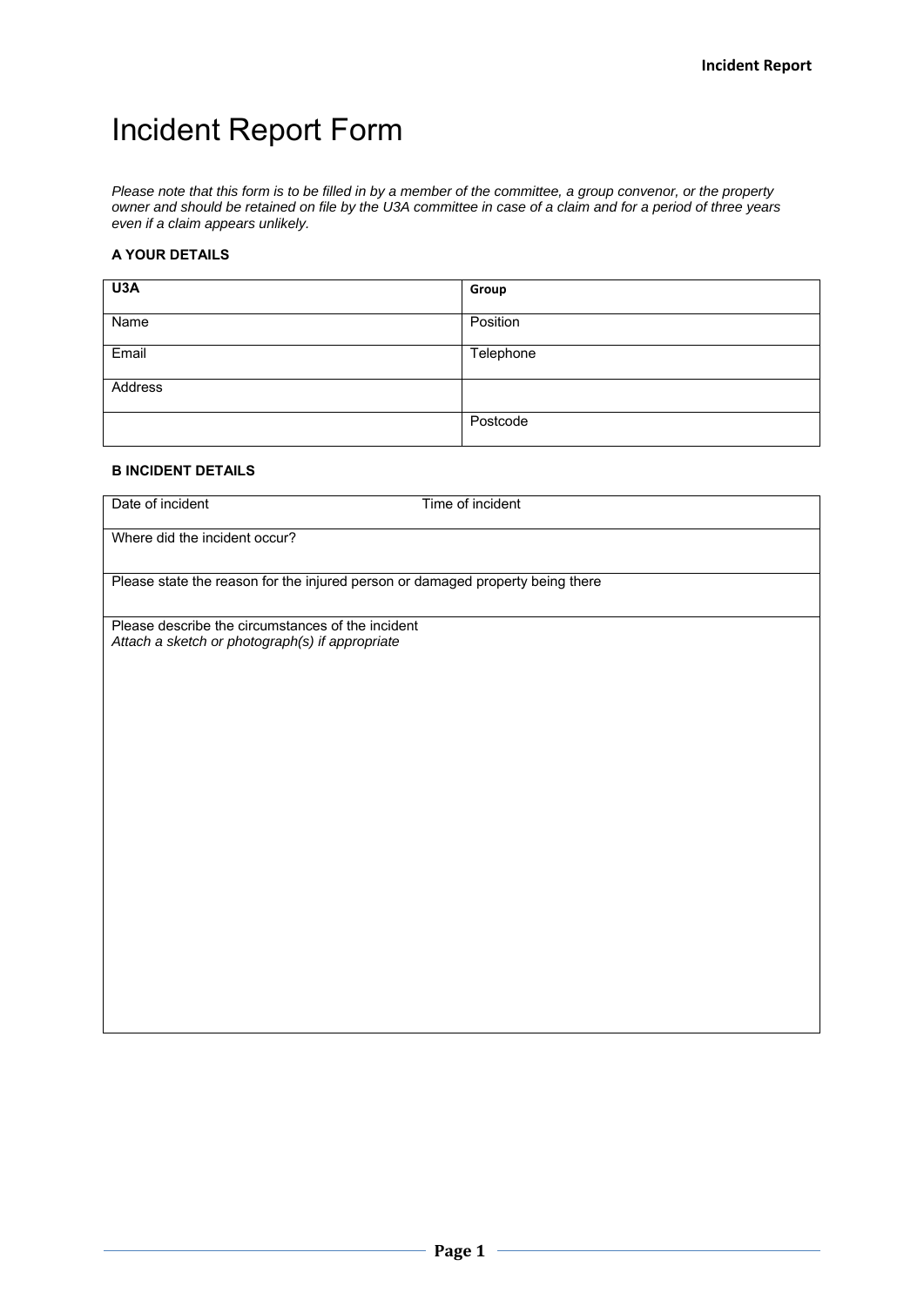# Incident Report Form

*Please note that this form is to be filled in by a member of the committee, a group convenor, or the property owner and should be retained on file by the U3A committee in case of a claim and for a period of three years even if a claim appears unlikely.*

### A YOUR DETAILS

| **U3A** | **Group** |
|---|---|
| Name | Position |
| Email | Telephone |
| Address | |
| | Postcode |

### B INCIDENT DETAILS

| Date of incident | Time of incident |
|---|---|
| Where did the incident occur? | |
| Please state the reason for the injured person or damaged property being there | |
| Please describe the circumstances of the incident<br>*Attach a sketch or photograph(s) if appropriate* | |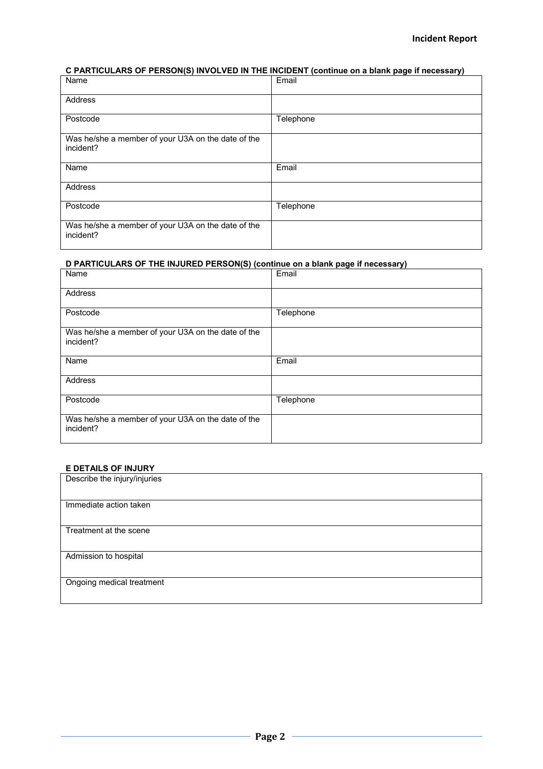### C PARTICULARS OF PERSON(S) INVOLVED IN THE INCIDENT (continue on a blank page if necessary)

| Name | Email |
|---|---|
| Address | |
| Postcode | Telephone |
| Was he/she a member of your U3A on the date of the incident? | |
| Name | Email |
| Address | |
| Postcode | Telephone |
| Was he/she a member of your U3A on the date of the incident? | |

### D PARTICULARS OF THE INJURED PERSON(S) (continue on a blank page if necessary)

| Name | Email |
|---|---|
| Address | |
| Postcode | Telephone |
| Was he/she a member of your U3A on the date of the incident? | |
| Name | Email |
| Address | |
| Postcode | Telephone |
| Was he/she a member of your U3A on the date of the incident? | |

### E DETAILS OF INJURY

| Describe the injury/injuries |
|---|
| Immediate action taken |
| Treatment at the scene |
| Admission to hospital |
| Ongoing medical treatment |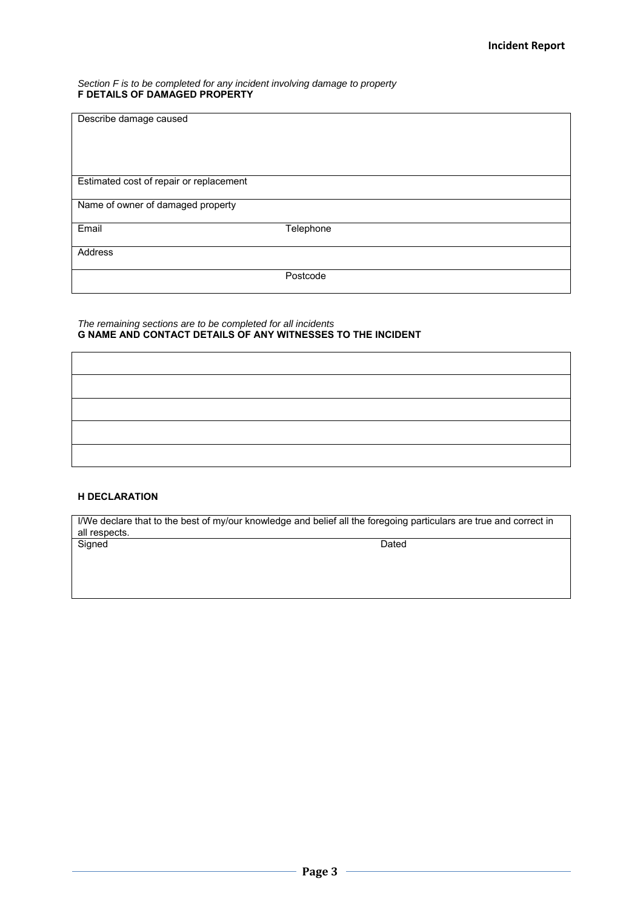*Section F is to be completed for any incident involving damage to property*

**F DETAILS OF DAMAGED PROPERTY**

| | |
|---|---|
| Describe damage caused | |
| Estimated cost of repair or replacement | |
| Name of owner of damaged property | |
| Email | Telephone |
| Address | |
| | Postcode |

*The remaining sections are to be completed for all incidents*

**G NAME AND CONTACT DETAILS OF ANY WITNESSES TO THE INCIDENT**

| |
|---|
| |
| |
| |
| |
| |

**H DECLARATION**

| | |
|---|---|
| I/We declare that to the best of my/our knowledge and belief all the foregoing particulars are true and correct in all respects. | |
| Signed | Dated |